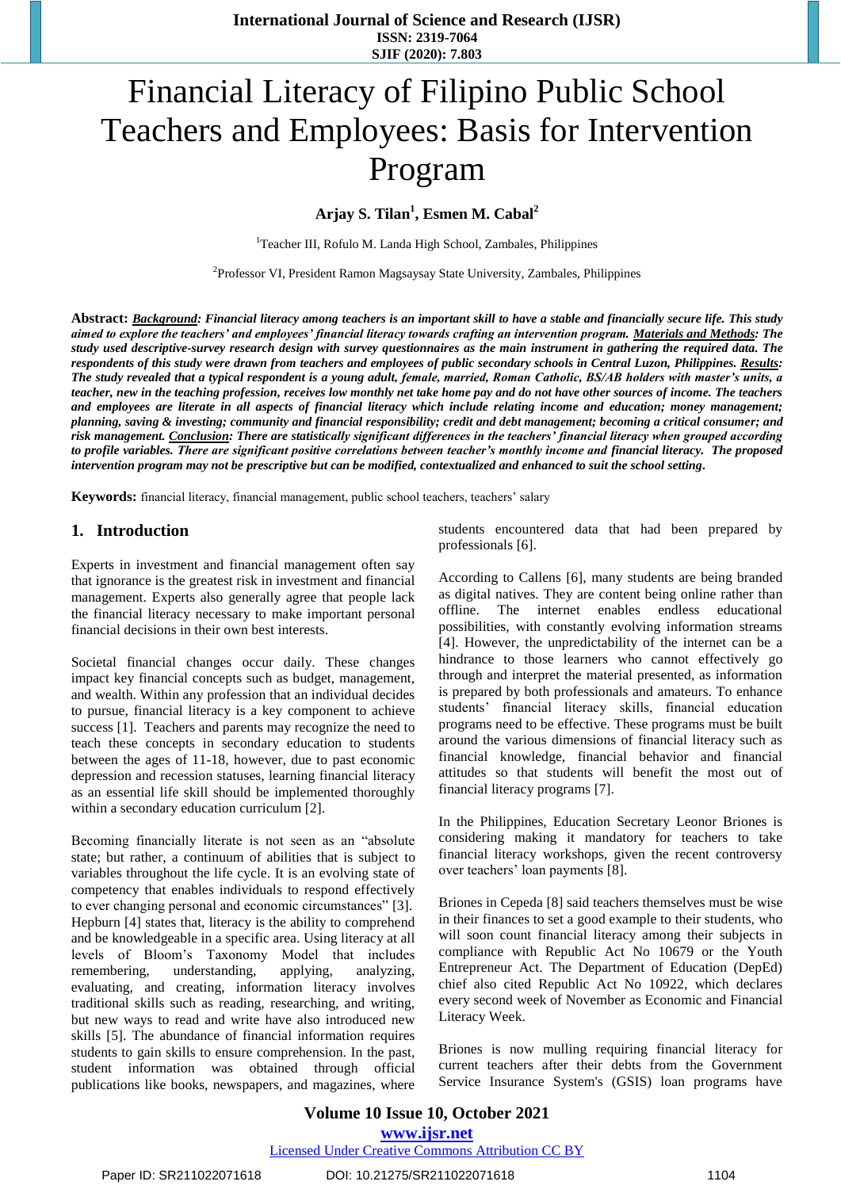# Financial Literacy of Filipino Public School Teachers and Employees: Basis for Intervention Program

**Arjay S. Tilan[1], Esmen M. Cabal[2]**

[1]Teacher III, Rofulo M. Landa High School, Zambales, Philippines

[2]Professor VI, President Ramon Magsaysay State University, Zambales, Philippines

**Abstract:** ***Background**: Financial literacy among teachers is an important skill to have a stable and financially secure life. This study aimed to explore the teachers' and employees' financial literacy towards crafting an intervention program. **Materials and Methods**: The study used descriptive-survey research design with survey questionnaires as the main instrument in gathering the required data. The respondents of this study were drawn from teachers and employees of public secondary schools in Central Luzon, Philippines. **Results**: The study revealed that a typical respondent is a young adult, female, married, Roman Catholic, BS/AB holders with master's units, a teacher, new in the teaching profession, receives low monthly net take home pay and do not have other sources of income. The teachers and employees are literate in all aspects of financial literacy which include relating income and education; money management; planning, saving & investing; community and financial responsibility; credit and debt management; becoming a critical consumer; and risk management. **Conclusion**: There are statistically significant differences in the teachers' financial literacy when grouped according to profile variables. There are significant positive correlations between teacher's monthly income and financial literacy. The proposed intervention program may not be prescriptive but can be modified, contextualized and enhanced to suit the school setting.*

**Keywords:** financial literacy, financial management, public school teachers, teachers' salary

## 1. Introduction

Experts in investment and financial management often say that ignorance is the greatest risk in investment and financial management. Experts also generally agree that people lack the financial literacy necessary to make important personal financial decisions in their own best interests.

Societal financial changes occur daily. These changes impact key financial concepts such as budget, management, and wealth. Within any profession that an individual decides to pursue, financial literacy is a key component to achieve success [1]. Teachers and parents may recognize the need to teach these concepts in secondary education to students between the ages of 11-18, however, due to past economic depression and recession statuses, learning financial literacy as an essential life skill should be implemented thoroughly within a secondary education curriculum [2].

Becoming financially literate is not seen as an "absolute state; but rather, a continuum of abilities that is subject to variables throughout the life cycle. It is an evolving state of competency that enables individuals to respond effectively to ever changing personal and economic circumstances" [3]. Hepburn [4] states that, literacy is the ability to comprehend and be knowledgeable in a specific area. Using literacy at all levels of Bloom's Taxonomy Model that includes remembering, understanding, applying, analyzing, evaluating, and creating, information literacy involves traditional skills such as reading, researching, and writing, but new ways to read and write have also introduced new skills [5]. The abundance of financial information requires students to gain skills to ensure comprehension. In the past, student information was obtained through official publications like books, newspapers, and magazines, where students encountered data that had been prepared by professionals [6].

According to Callens [6], many students are being branded as digital natives. They are content being online rather than offline. The internet enables endless educational possibilities, with constantly evolving information streams [4]. However, the unpredictability of the internet can be a hindrance to those learners who cannot effectively go through and interpret the material presented, as information is prepared by both professionals and amateurs. To enhance students' financial literacy skills, financial education programs need to be effective. These programs must be built around the various dimensions of financial literacy such as financial knowledge, financial behavior and financial attitudes so that students will benefit the most out of financial literacy programs [7].

In the Philippines, Education Secretary Leonor Briones is considering making it mandatory for teachers to take financial literacy workshops, given the recent controversy over teachers' loan payments [8].

Briones in Cepeda [8] said teachers themselves must be wise in their finances to set a good example to their students, who will soon count financial literacy among their subjects in compliance with Republic Act No 10679 or the Youth Entrepreneur Act. The Department of Education (DepEd) chief also cited Republic Act No 10922, which declares every second week of November as Economic and Financial Literacy Week.

Briones is now mulling requiring financial literacy for current teachers after their debts from the Government Service Insurance System's (GSIS) loan programs have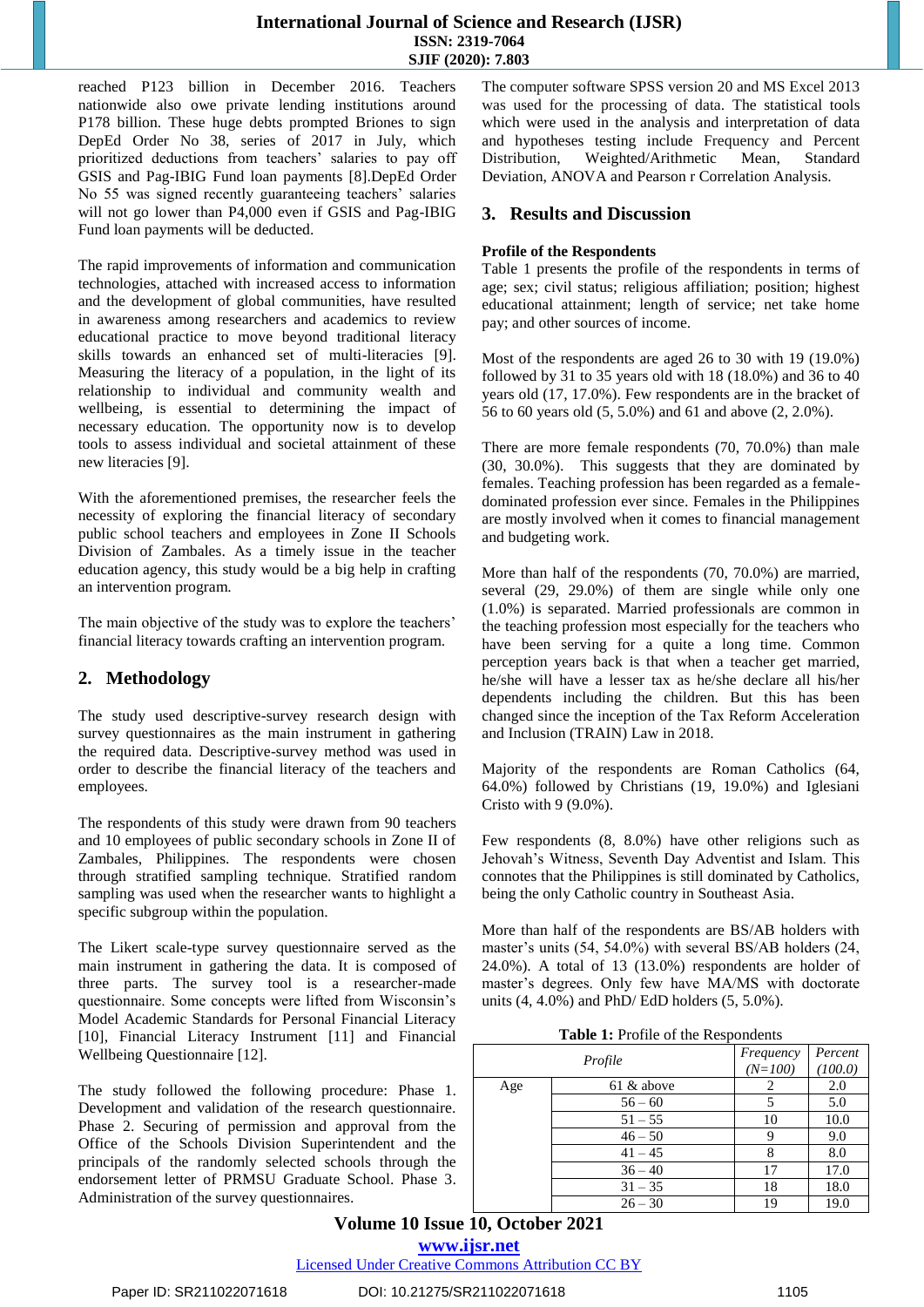reached P123 billion in December 2016. Teachers nationwide also owe private lending institutions around P178 billion. These huge debts prompted Briones to sign DepEd Order No 38, series of 2017 in July, which prioritized deductions from teachers' salaries to pay off GSIS and Pag-IBIG Fund loan payments [8].DepEd Order No 55 was signed recently guaranteeing teachers' salaries will not go lower than P4,000 even if GSIS and Pag-IBIG Fund loan payments will be deducted.

The rapid improvements of information and communication technologies, attached with increased access to information and the development of global communities, have resulted in awareness among researchers and academics to review educational practice to move beyond traditional literacy skills towards an enhanced set of multi-literacies [9]. Measuring the literacy of a population, in the light of its relationship to individual and community wealth and wellbeing, is essential to determining the impact of necessary education. The opportunity now is to develop tools to assess individual and societal attainment of these new literacies [9].

With the aforementioned premises, the researcher feels the necessity of exploring the financial literacy of secondary public school teachers and employees in Zone II Schools Division of Zambales. As a timely issue in the teacher education agency, this study would be a big help in crafting an intervention program.

The main objective of the study was to explore the teachers' financial literacy towards crafting an intervention program.

## 2. Methodology

The study used descriptive-survey research design with survey questionnaires as the main instrument in gathering the required data. Descriptive-survey method was used in order to describe the financial literacy of the teachers and employees.

The respondents of this study were drawn from 90 teachers and 10 employees of public secondary schools in Zone II of Zambales, Philippines. The respondents were chosen through stratified sampling technique. Stratified random sampling was used when the researcher wants to highlight a specific subgroup within the population.

The Likert scale-type survey questionnaire served as the main instrument in gathering the data. It is composed of three parts. The survey tool is a researcher-made questionnaire. Some concepts were lifted from Wisconsin's Model Academic Standards for Personal Financial Literacy [10], Financial Literacy Instrument [11] and Financial Wellbeing Questionnaire [12].

The study followed the following procedure: Phase 1. Development and validation of the research questionnaire. Phase 2. Securing of permission and approval from the Office of the Schools Division Superintendent and the principals of the randomly selected schools through the endorsement letter of PRMSU Graduate School. Phase 3. Administration of the survey questionnaires.

The computer software SPSS version 20 and MS Excel 2013 was used for the processing of data. The statistical tools which were used in the analysis and interpretation of data and hypotheses testing include Frequency and Percent Distribution, Weighted/Arithmetic Mean, Standard Deviation, ANOVA and Pearson r Correlation Analysis.

## 3. Results and Discussion

### Profile of the Respondents

Table 1 presents the profile of the respondents in terms of age; sex; civil status; religious affiliation; position; highest educational attainment; length of service; net take home pay; and other sources of income.

Most of the respondents are aged 26 to 30 with 19 (19.0%) followed by 31 to 35 years old with 18 (18.0%) and 36 to 40 years old (17, 17.0%). Few respondents are in the bracket of 56 to 60 years old (5, 5.0%) and 61 and above (2, 2.0%).

There are more female respondents (70, 70.0%) than male (30, 30.0%). This suggests that they are dominated by females. Teaching profession has been regarded as a female-dominated profession ever since. Females in the Philippines are mostly involved when it comes to financial management and budgeting work.

More than half of the respondents (70, 70.0%) are married, several (29, 29.0%) of them are single while only one (1.0%) is separated. Married professionals are common in the teaching profession most especially for the teachers who have been serving for a quite a long time. Common perception years back is that when a teacher get married, he/she will have a lesser tax as he/she declare all his/her dependents including the children. But this has been changed since the inception of the Tax Reform Acceleration and Inclusion (TRAIN) Law in 2018.

Majority of the respondents are Roman Catholics (64, 64.0%) followed by Christians (19, 19.0%) and Iglesiani Cristo with 9 (9.0%).

Few respondents (8, 8.0%) have other religions such as Jehovah's Witness, Seventh Day Adventist and Islam. This connotes that the Philippines is still dominated by Catholics, being the only Catholic country in Southeast Asia.

More than half of the respondents are BS/AB holders with master's units (54, 54.0%) with several BS/AB holders (24, 24.0%). A total of 13 (13.0%) respondents are holder of master's degrees. Only few have MA/MS with doctorate units (4, 4.0%) and PhD/ EdD holders (5, 5.0%).

**Table 1:** Profile of the Respondents

| *Profile* | | *Frequency (N=100)* | *Percent (100.0)* |
|---|---|---|---|
| Age | 61 & above | 2 | 2.0 |
| | 56 – 60 | 5 | 5.0 |
| | 51 – 55 | 10 | 10.0 |
| | 46 – 50 | 9 | 9.0 |
| | 41 – 45 | 8 | 8.0 |
| | 36 – 40 | 17 | 17.0 |
| | 31 – 35 | 18 | 18.0 |
| | 26 – 30 | 19 | 19.0 |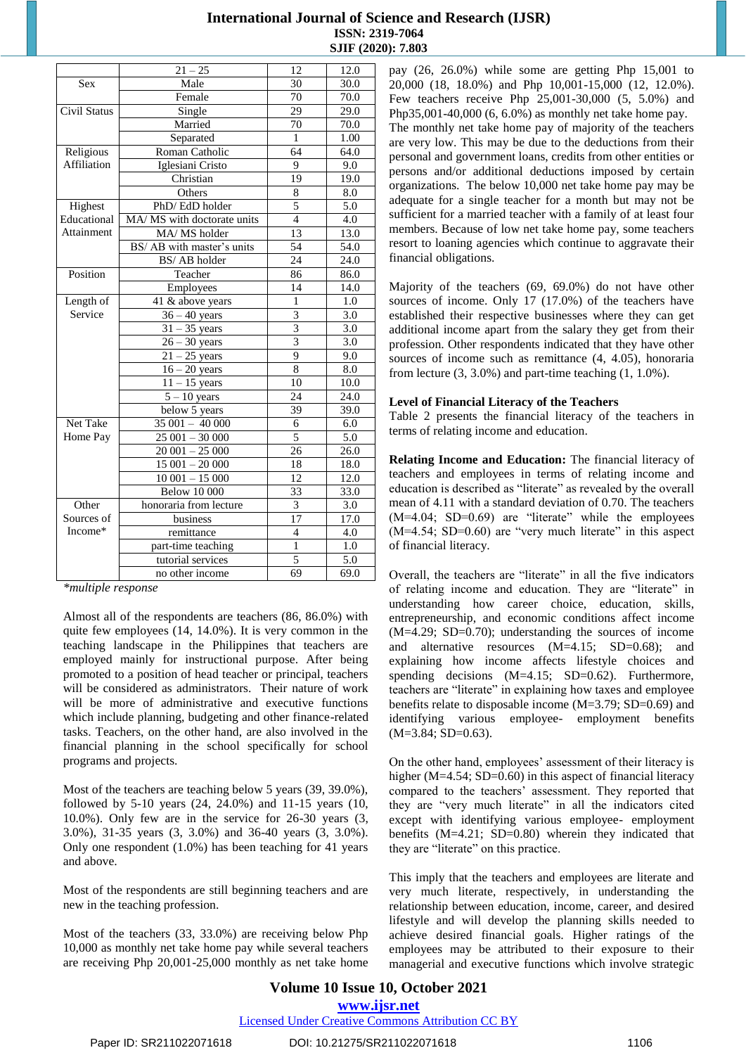| | | | |
|---|---|---|---|
| | 21 – 25 | 12 | 12.0 |
| Sex | Male | 30 | 30.0 |
| | Female | 70 | 70.0 |
| Civil Status | Single | 29 | 29.0 |
| | Married | 70 | 70.0 |
| | Separated | 1 | 1.00 |
| Religious Affiliation | Roman Catholic | 64 | 64.0 |
| | Iglesiani Cristo | 9 | 9.0 |
| | Christian | 19 | 19.0 |
| | Others | 8 | 8.0 |
| Highest Educational Attainment | PhD/ EdD holder | 5 | 5.0 |
| | MA/ MS with doctorate units | 4 | 4.0 |
| | MA/ MS holder | 13 | 13.0 |
| | BS/ AB with master's units | 54 | 54.0 |
| | BS/ AB holder | 24 | 24.0 |
| Position | Teacher | 86 | 86.0 |
| | Employees | 14 | 14.0 |
| Length of Service | 41 & above years | 1 | 1.0 |
| | 36 – 40 years | 3 | 3.0 |
| | 31 – 35 years | 3 | 3.0 |
| | 26 – 30 years | 3 | 3.0 |
| | 21 – 25 years | 9 | 9.0 |
| | 16 – 20 years | 8 | 8.0 |
| | 11 – 15 years | 10 | 10.0 |
| | 5 – 10 years | 24 | 24.0 |
| | below 5 years | 39 | 39.0 |
| Net Take Home Pay | 35 001 – 40 000 | 6 | 6.0 |
| | 25 001 – 30 000 | 5 | 5.0 |
| | 20 001 – 25 000 | 26 | 26.0 |
| | 15 001 – 20 000 | 18 | 18.0 |
| | 10 001 – 15 000 | 12 | 12.0 |
| | Below 10 000 | 33 | 33.0 |
| Other Sources of Income* | honoraria from lecture | 3 | 3.0 |
| | business | 17 | 17.0 |
| | remittance | 4 | 4.0 |
| | part-time teaching | 1 | 1.0 |
| | tutorial services | 5 | 5.0 |
| | no other income | 69 | 69.0 |

*\*multiple response*

Almost all of the respondents are teachers (86, 86.0%) with quite few employees (14, 14.0%). It is very common in the teaching landscape in the Philippines that teachers are employed mainly for instructional purpose. After being promoted to a position of head teacher or principal, teachers will be considered as administrators. Their nature of work will be more of administrative and executive functions which include planning, budgeting and other finance-related tasks. Teachers, on the other hand, are also involved in the financial planning in the school specifically for school programs and projects.

Most of the teachers are teaching below 5 years (39, 39.0%), followed by 5-10 years (24, 24.0%) and 11-15 years (10, 10.0%). Only few are in the service for 26-30 years (3, 3.0%), 31-35 years (3, 3.0%) and 36-40 years (3, 3.0%). Only one respondent (1.0%) has been teaching for 41 years and above.

Most of the respondents are still beginning teachers and are new in the teaching profession.

Most of the teachers (33, 33.0%) are receiving below Php 10,000 as monthly net take home pay while several teachers are receiving Php 20,001-25,000 monthly as net take home pay (26, 26.0%) while some are getting Php 15,001 to 20,000 (18, 18.0%) and Php 10,001-15,000 (12, 12.0%). Few teachers receive Php 25,001-30,000 (5, 5.0%) and Php35,001-40,000 (6, 6.0%) as monthly net take home pay. The monthly net take home pay of majority of the teachers are very low. This may be due to the deductions from their personal and government loans, credits from other entities or persons and/or additional deductions imposed by certain organizations. The below 10,000 net take home pay may be adequate for a single teacher for a month but may not be sufficient for a married teacher with a family of at least four members. Because of low net take home pay, some teachers resort to loaning agencies which continue to aggravate their financial obligations.

Majority of the teachers (69, 69.0%) do not have other sources of income. Only 17 (17.0%) of the teachers have established their respective businesses where they can get additional income apart from the salary they get from their profession. Other respondents indicated that they have other sources of income such as remittance (4, 4.05), honoraria from lecture (3, 3.0%) and part-time teaching (1, 1.0%).

**Level of Financial Literacy of the Teachers**

Table 2 presents the financial literacy of the teachers in terms of relating income and education.

**Relating Income and Education:** The financial literacy of teachers and employees in terms of relating income and education is described as "literate" as revealed by the overall mean of 4.11 with a standard deviation of 0.70. The teachers (M=4.04; SD=0.69) are "literate" while the employees (M=4.54; SD=0.60) are "very much literate" in this aspect of financial literacy.

Overall, the teachers are "literate" in all the five indicators of relating income and education. They are "literate" in understanding how career choice, education, skills, entrepreneurship, and economic conditions affect income (M=4.29; SD=0.70); understanding the sources of income and alternative resources (M=4.15; SD=0.68); and explaining how income affects lifestyle choices and spending decisions (M=4.15; SD=0.62). Furthermore, teachers are "literate" in explaining how taxes and employee benefits relate to disposable income (M=3.79; SD=0.69) and identifying various employee- employment benefits (M=3.84; SD=0.63).

On the other hand, employees' assessment of their literacy is higher (M=4.54; SD=0.60) in this aspect of financial literacy compared to the teachers' assessment. They reported that they are "very much literate" in all the indicators cited except with identifying various employee- employment benefits (M=4.21; SD=0.80) wherein they indicated that they are "literate" on this practice.

This imply that the teachers and employees are literate and very much literate, respectively, in understanding the relationship between education, income, career, and desired lifestyle and will develop the planning skills needed to achieve desired financial goals. Higher ratings of the employees may be attributed to their exposure to their managerial and executive functions which involve strategic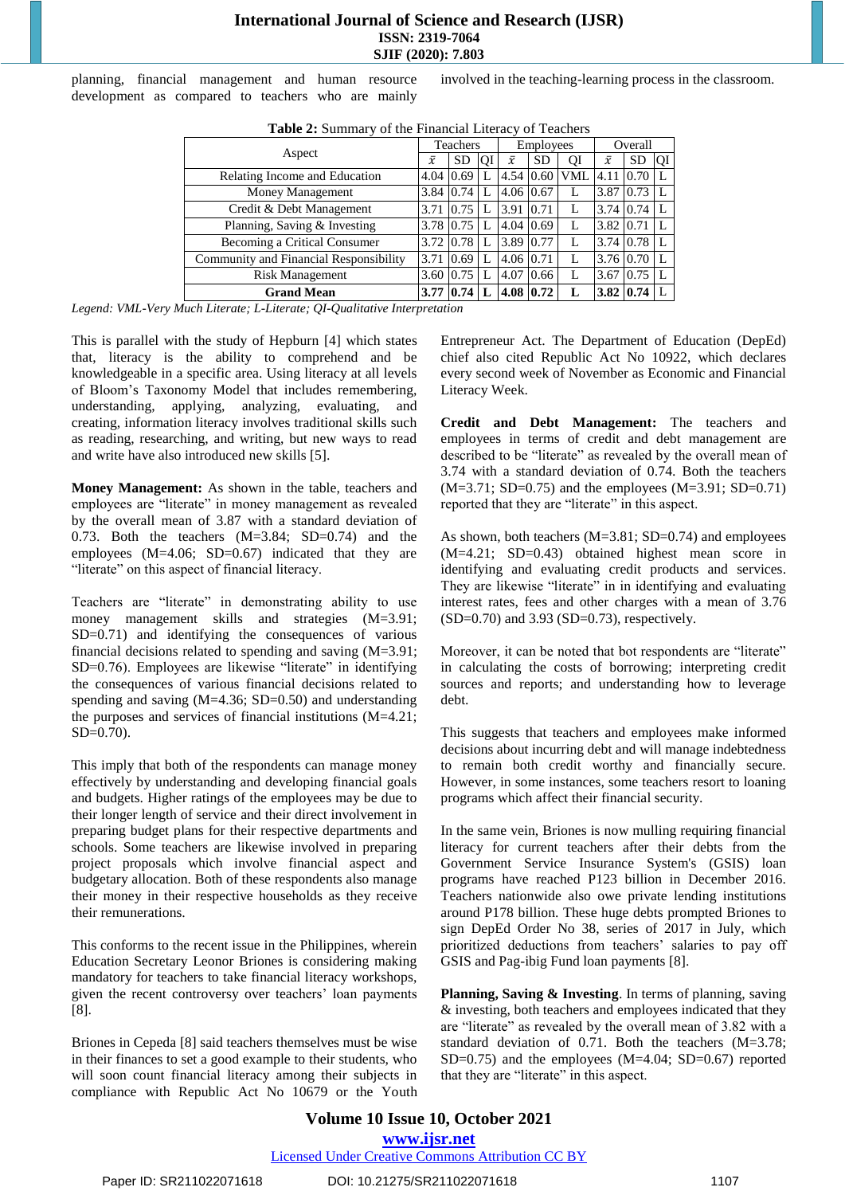planning, financial management and human resource development as compared to teachers who are mainly involved in the teaching-learning process in the classroom.

**Table 2:** Summary of the Financial Literacy of Teachers

| Aspect | Teachers | | | Employees | | | Overall | | |
|---|---|---|---|---|---|---|---|---|---|
| | $\bar{x}$ | SD | QI | $\bar{x}$ | SD | QI | $\bar{x}$ | SD | QI |
| Relating Income and Education | 4.04 | 0.69 | L | 4.54 | 0.60 | VML | 4.11 | 0.70 | L |
| Money Management | 3.84 | 0.74 | L | 4.06 | 0.67 | L | 3.87 | 0.73 | L |
| Credit & Debt Management | 3.71 | 0.75 | L | 3.91 | 0.71 | L | 3.74 | 0.74 | L |
| Planning, Saving & Investing | 3.78 | 0.75 | L | 4.04 | 0.69 | L | 3.82 | 0.71 | L |
| Becoming a Critical Consumer | 3.72 | 0.78 | L | 3.89 | 0.77 | L | 3.74 | 0.78 | L |
| Community and Financial Responsibility | 3.71 | 0.69 | L | 4.06 | 0.71 | L | 3.76 | 0.70 | L |
| Risk Management | 3.60 | 0.75 | L | 4.07 | 0.66 | L | 3.67 | 0.75 | L |
| **Grand Mean** | **3.77** | **0.74** | **L** | **4.08** | **0.72** | **L** | **3.82** | **0.74** | L |

*Legend: VML-Very Much Literate; L-Literate; QI-Qualitative Interpretation*

This is parallel with the study of Hepburn [4] which states that, literacy is the ability to comprehend and be knowledgeable in a specific area. Using literacy at all levels of Bloom's Taxonomy Model that includes remembering, understanding, applying, analyzing, evaluating, and creating, information literacy involves traditional skills such as reading, researching, and writing, but new ways to read and write have also introduced new skills [5].

**Money Management:** As shown in the table, teachers and employees are "literate" in money management as revealed by the overall mean of 3.87 with a standard deviation of 0.73. Both the teachers (M=3.84; SD=0.74) and the employees (M=4.06; SD=0.67) indicated that they are "literate" on this aspect of financial literacy.

Teachers are "literate" in demonstrating ability to use money management skills and strategies (M=3.91; SD=0.71) and identifying the consequences of various financial decisions related to spending and saving (M=3.91; SD=0.76). Employees are likewise "literate" in identifying the consequences of various financial decisions related to spending and saving (M=4.36; SD=0.50) and understanding the purposes and services of financial institutions (M=4.21; SD=0.70).

This imply that both of the respondents can manage money effectively by understanding and developing financial goals and budgets. Higher ratings of the employees may be due to their longer length of service and their direct involvement in preparing budget plans for their respective departments and schools. Some teachers are likewise involved in preparing project proposals which involve financial aspect and budgetary allocation. Both of these respondents also manage their money in their respective households as they receive their remunerations.

This conforms to the recent issue in the Philippines, wherein Education Secretary Leonor Briones is considering making mandatory for teachers to take financial literacy workshops, given the recent controversy over teachers' loan payments [8].

Briones in Cepeda [8] said teachers themselves must be wise in their finances to set a good example to their students, who will soon count financial literacy among their subjects in compliance with Republic Act No 10679 or the Youth Entrepreneur Act. The Department of Education (DepEd) chief also cited Republic Act No 10922, which declares every second week of November as Economic and Financial Literacy Week.

**Credit and Debt Management:** The teachers and employees in terms of credit and debt management are described to be "literate" as revealed by the overall mean of 3.74 with a standard deviation of 0.74. Both the teachers (M=3.71; SD=0.75) and the employees (M=3.91; SD=0.71) reported that they are "literate" in this aspect.

As shown, both teachers (M=3.81; SD=0.74) and employees (M=4.21; SD=0.43) obtained highest mean score in identifying and evaluating credit products and services. They are likewise "literate" in in identifying and evaluating interest rates, fees and other charges with a mean of 3.76 (SD=0.70) and 3.93 (SD=0.73), respectively.

Moreover, it can be noted that bot respondents are "literate" in calculating the costs of borrowing; interpreting credit sources and reports; and understanding how to leverage debt.

This suggests that teachers and employees make informed decisions about incurring debt and will manage indebtedness to remain both credit worthy and financially secure. However, in some instances, some teachers resort to loaning programs which affect their financial security.

In the same vein, Briones is now mulling requiring financial literacy for current teachers after their debts from the Government Service Insurance System's (GSIS) loan programs have reached P123 billion in December 2016. Teachers nationwide also owe private lending institutions around P178 billion. These huge debts prompted Briones to sign DepEd Order No 38, series of 2017 in July, which prioritized deductions from teachers' salaries to pay off GSIS and Pag-ibig Fund loan payments [8].

**Planning, Saving & Investing**. In terms of planning, saving & investing, both teachers and employees indicated that they are "literate" as revealed by the overall mean of 3.82 with a standard deviation of 0.71. Both the teachers (M=3.78; SD=0.75) and the employees (M=4.04; SD=0.67) reported that they are "literate" in this aspect.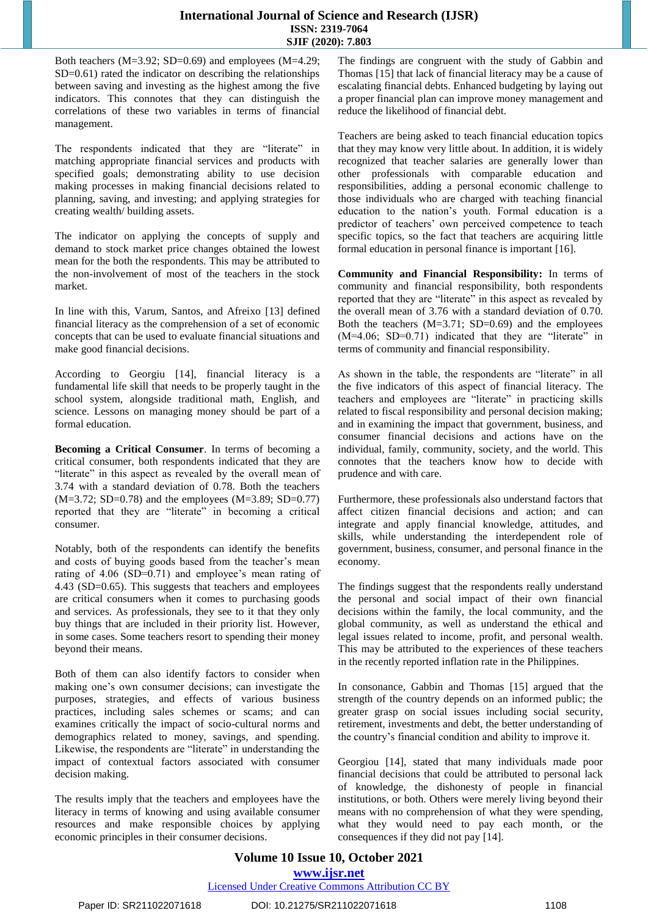Both teachers (M=3.92; SD=0.69) and employees (M=4.29; SD=0.61) rated the indicator on describing the relationships between saving and investing as the highest among the five indicators. This connotes that they can distinguish the correlations of these two variables in terms of financial management.

The respondents indicated that they are "literate" in matching appropriate financial services and products with specified goals; demonstrating ability to use decision making processes in making financial decisions related to planning, saving, and investing; and applying strategies for creating wealth/ building assets.

The indicator on applying the concepts of supply and demand to stock market price changes obtained the lowest mean for the both the respondents. This may be attributed to the non-involvement of most of the teachers in the stock market.

In line with this, Varum, Santos, and Afreixo [13] defined financial literacy as the comprehension of a set of economic concepts that can be used to evaluate financial situations and make good financial decisions.

According to Georgiu [14], financial literacy is a fundamental life skill that needs to be properly taught in the school system, alongside traditional math, English, and science. Lessons on managing money should be part of a formal education.

**Becoming a Critical Consumer**. In terms of becoming a critical consumer, both respondents indicated that they are "literate" in this aspect as revealed by the overall mean of 3.74 with a standard deviation of 0.78. Both the teachers (M=3.72; SD=0.78) and the employees (M=3.89; SD=0.77) reported that they are "literate" in becoming a critical consumer.

Notably, both of the respondents can identify the benefits and costs of buying goods based from the teacher's mean rating of 4.06 (SD=0.71) and employee's mean rating of 4.43 (SD=0.65). This suggests that teachers and employees are critical consumers when it comes to purchasing goods and services. As professionals, they see to it that they only buy things that are included in their priority list. However, in some cases. Some teachers resort to spending their money beyond their means.

Both of them can also identify factors to consider when making one's own consumer decisions; can investigate the purposes, strategies, and effects of various business practices, including sales schemes or scams; and can examines critically the impact of socio-cultural norms and demographics related to money, savings, and spending. Likewise, the respondents are "literate" in understanding the impact of contextual factors associated with consumer decision making.

The results imply that the teachers and employees have the literacy in terms of knowing and using available consumer resources and make responsible choices by applying economic principles in their consumer decisions.

The findings are congruent with the study of Gabbin and Thomas [15] that lack of financial literacy may be a cause of escalating financial debts. Enhanced budgeting by laying out a proper financial plan can improve money management and reduce the likelihood of financial debt.

Teachers are being asked to teach financial education topics that they may know very little about. In addition, it is widely recognized that teacher salaries are generally lower than other professionals with comparable education and responsibilities, adding a personal economic challenge to those individuals who are charged with teaching financial education to the nation's youth. Formal education is a predictor of teachers' own perceived competence to teach specific topics, so the fact that teachers are acquiring little formal education in personal finance is important [16].

**Community and Financial Responsibility:** In terms of community and financial responsibility, both respondents reported that they are "literate" in this aspect as revealed by the overall mean of 3.76 with a standard deviation of 0.70. Both the teachers (M=3.71; SD=0.69) and the employees (M=4.06; SD=0.71) indicated that they are "literate" in terms of community and financial responsibility.

As shown in the table, the respondents are "literate" in all the five indicators of this aspect of financial literacy. The teachers and employees are "literate" in practicing skills related to fiscal responsibility and personal decision making; and in examining the impact that government, business, and consumer financial decisions and actions have on the individual, family, community, society, and the world. This connotes that the teachers know how to decide with prudence and with care.

Furthermore, these professionals also understand factors that affect citizen financial decisions and action; and can integrate and apply financial knowledge, attitudes, and skills, while understanding the interdependent role of government, business, consumer, and personal finance in the economy.

The findings suggest that the respondents really understand the personal and social impact of their own financial decisions within the family, the local community, and the global community, as well as understand the ethical and legal issues related to income, profit, and personal wealth. This may be attributed to the experiences of these teachers in the recently reported inflation rate in the Philippines.

In consonance, Gabbin and Thomas [15] argued that the strength of the country depends on an informed public; the greater grasp on social issues including social security, retirement, investments and debt, the better understanding of the country's financial condition and ability to improve it.

Georgiou [14], stated that many individuals made poor financial decisions that could be attributed to personal lack of knowledge, the dishonesty of people in financial institutions, or both. Others were merely living beyond their means with no comprehension of what they were spending, what they would need to pay each month, or the consequences if they did not pay [14].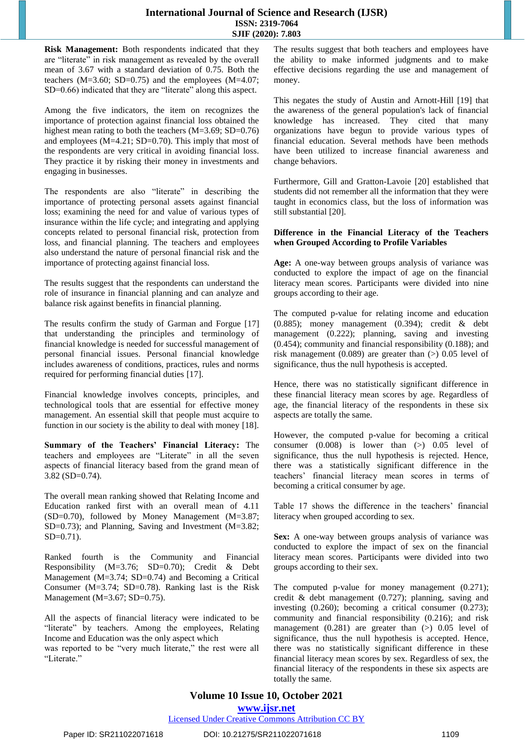**Risk Management:** Both respondents indicated that they are "literate" in risk management as revealed by the overall mean of 3.67 with a standard deviation of 0.75. Both the teachers (M=3.60; SD=0.75) and the employees (M=4.07; SD=0.66) indicated that they are "literate" along this aspect.

Among the five indicators, the item on recognizes the importance of protection against financial loss obtained the highest mean rating to both the teachers (M=3.69; SD=0.76) and employees (M=4.21; SD=0.70). This imply that most of the respondents are very critical in avoiding financial loss. They practice it by risking their money in investments and engaging in businesses.

The respondents are also "literate" in describing the importance of protecting personal assets against financial loss; examining the need for and value of various types of insurance within the life cycle; and integrating and applying concepts related to personal financial risk, protection from loss, and financial planning. The teachers and employees also understand the nature of personal financial risk and the importance of protecting against financial loss.

The results suggest that the respondents can understand the role of insurance in financial planning and can analyze and balance risk against benefits in financial planning.

The results confirm the study of Garman and Forgue [17] that understanding the principles and terminology of financial knowledge is needed for successful management of personal financial issues. Personal financial knowledge includes awareness of conditions, practices, rules and norms required for performing financial duties [17].

Financial knowledge involves concepts, principles, and technological tools that are essential for effective money management. An essential skill that people must acquire to function in our society is the ability to deal with money [18].

**Summary of the Teachers' Financial Literacy:** The teachers and employees are "Literate" in all the seven aspects of financial literacy based from the grand mean of 3.82 (SD=0.74).

The overall mean ranking showed that Relating Income and Education ranked first with an overall mean of 4.11 (SD=0.70), followed by Money Management (M=3.87; SD=0.73); and Planning, Saving and Investment (M=3.82; SD=0.71).

Ranked fourth is the Community and Financial Responsibility (M=3.76; SD=0.70); Credit & Debt Management (M=3.74; SD=0.74) and Becoming a Critical Consumer (M=3.74; SD=0.78). Ranking last is the Risk Management (M=3.67; SD=0.75).

All the aspects of financial literacy were indicated to be "literate" by teachers. Among the employees, Relating Income and Education was the only aspect which was reported to be "very much literate," the rest were all "Literate."

The results suggest that both teachers and employees have the ability to make informed judgments and to make effective decisions regarding the use and management of money.

This negates the study of Austin and Arnott-Hill [19] that the awareness of the general population's lack of financial knowledge has increased. They cited that many organizations have begun to provide various types of financial education. Several methods have been methods have been utilized to increase financial awareness and change behaviors.

Furthermore, Gill and Gratton-Lavoie [20] established that students did not remember all the information that they were taught in economics class, but the loss of information was still substantial [20].

**Difference in the Financial Literacy of the Teachers when Grouped According to Profile Variables**

**Age:** A one-way between groups analysis of variance was conducted to explore the impact of age on the financial literacy mean scores. Participants were divided into nine groups according to their age.

The computed p-value for relating income and education (0.885); money management (0.394); credit & debt management (0.222); planning, saving and investing (0.454); community and financial responsibility (0.188); and risk management (0.089) are greater than (>) 0.05 level of significance, thus the null hypothesis is accepted.

Hence, there was no statistically significant difference in these financial literacy mean scores by age. Regardless of age, the financial literacy of the respondents in these six aspects are totally the same.

However, the computed p-value for becoming a critical consumer (0.008) is lower than (>) 0.05 level of significance, thus the null hypothesis is rejected. Hence, there was a statistically significant difference in the teachers' financial literacy mean scores in terms of becoming a critical consumer by age.

Table 17 shows the difference in the teachers' financial literacy when grouped according to sex.

**Sex:** A one-way between groups analysis of variance was conducted to explore the impact of sex on the financial literacy mean scores. Participants were divided into two groups according to their sex.

The computed p-value for money management (0.271); credit & debt management (0.727); planning, saving and investing (0.260); becoming a critical consumer (0.273); community and financial responsibility (0.216); and risk management (0.281) are greater than (>) 0.05 level of significance, thus the null hypothesis is accepted. Hence, there was no statistically significant difference in these financial literacy mean scores by sex. Regardless of sex, the financial literacy of the respondents in these six aspects are totally the same.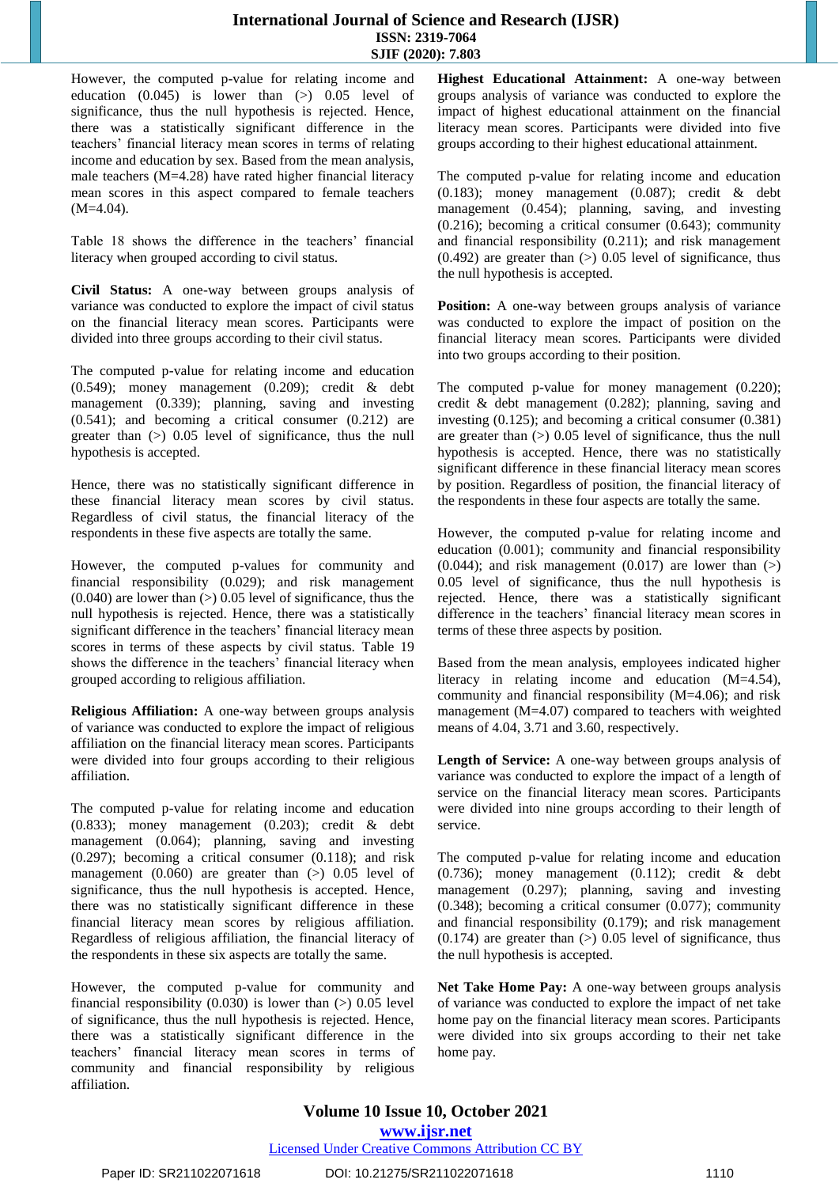However, the computed p-value for relating income and education (0.045) is lower than (>) 0.05 level of significance, thus the null hypothesis is rejected. Hence, there was a statistically significant difference in the teachers' financial literacy mean scores in terms of relating income and education by sex. Based from the mean analysis, male teachers (M=4.28) have rated higher financial literacy mean scores in this aspect compared to female teachers (M=4.04).

Table 18 shows the difference in the teachers' financial literacy when grouped according to civil status.

**Civil Status:** A one-way between groups analysis of variance was conducted to explore the impact of civil status on the financial literacy mean scores. Participants were divided into three groups according to their civil status.

The computed p-value for relating income and education (0.549); money management (0.209); credit & debt management (0.339); planning, saving and investing (0.541); and becoming a critical consumer (0.212) are greater than (>) 0.05 level of significance, thus the null hypothesis is accepted.

Hence, there was no statistically significant difference in these financial literacy mean scores by civil status. Regardless of civil status, the financial literacy of the respondents in these five aspects are totally the same.

However, the computed p-values for community and financial responsibility (0.029); and risk management (0.040) are lower than (>) 0.05 level of significance, thus the null hypothesis is rejected. Hence, there was a statistically significant difference in the teachers' financial literacy mean scores in terms of these aspects by civil status. Table 19 shows the difference in the teachers' financial literacy when grouped according to religious affiliation.

**Religious Affiliation:** A one-way between groups analysis of variance was conducted to explore the impact of religious affiliation on the financial literacy mean scores. Participants were divided into four groups according to their religious affiliation.

The computed p-value for relating income and education (0.833); money management (0.203); credit & debt management (0.064); planning, saving and investing (0.297); becoming a critical consumer (0.118); and risk management (0.060) are greater than (>) 0.05 level of significance, thus the null hypothesis is accepted. Hence, there was no statistically significant difference in these financial literacy mean scores by religious affiliation. Regardless of religious affiliation, the financial literacy of the respondents in these six aspects are totally the same.

However, the computed p-value for community and financial responsibility (0.030) is lower than (>) 0.05 level of significance, thus the null hypothesis is rejected. Hence, there was a statistically significant difference in the teachers' financial literacy mean scores in terms of community and financial responsibility by religious affiliation.

**Highest Educational Attainment:** A one-way between groups analysis of variance was conducted to explore the impact of highest educational attainment on the financial literacy mean scores. Participants were divided into five groups according to their highest educational attainment.

The computed p-value for relating income and education (0.183); money management (0.087); credit & debt management (0.454); planning, saving, and investing (0.216); becoming a critical consumer (0.643); community and financial responsibility (0.211); and risk management (0.492) are greater than (>) 0.05 level of significance, thus the null hypothesis is accepted.

**Position:** A one-way between groups analysis of variance was conducted to explore the impact of position on the financial literacy mean scores. Participants were divided into two groups according to their position.

The computed p-value for money management (0.220); credit & debt management (0.282); planning, saving and investing (0.125); and becoming a critical consumer (0.381) are greater than (>) 0.05 level of significance, thus the null hypothesis is accepted. Hence, there was no statistically significant difference in these financial literacy mean scores by position. Regardless of position, the financial literacy of the respondents in these four aspects are totally the same.

However, the computed p-value for relating income and education (0.001); community and financial responsibility (0.044); and risk management (0.017) are lower than (>) 0.05 level of significance, thus the null hypothesis is rejected. Hence, there was a statistically significant difference in the teachers' financial literacy mean scores in terms of these three aspects by position.

Based from the mean analysis, employees indicated higher literacy in relating income and education (M=4.54), community and financial responsibility (M=4.06); and risk management (M=4.07) compared to teachers with weighted means of 4.04, 3.71 and 3.60, respectively.

**Length of Service:** A one-way between groups analysis of variance was conducted to explore the impact of a length of service on the financial literacy mean scores. Participants were divided into nine groups according to their length of service.

The computed p-value for relating income and education (0.736); money management (0.112); credit & debt management (0.297); planning, saving and investing (0.348); becoming a critical consumer (0.077); community and financial responsibility (0.179); and risk management (0.174) are greater than (>) 0.05 level of significance, thus the null hypothesis is accepted.

**Net Take Home Pay:** A one-way between groups analysis of variance was conducted to explore the impact of net take home pay on the financial literacy mean scores. Participants were divided into six groups according to their net take home pay.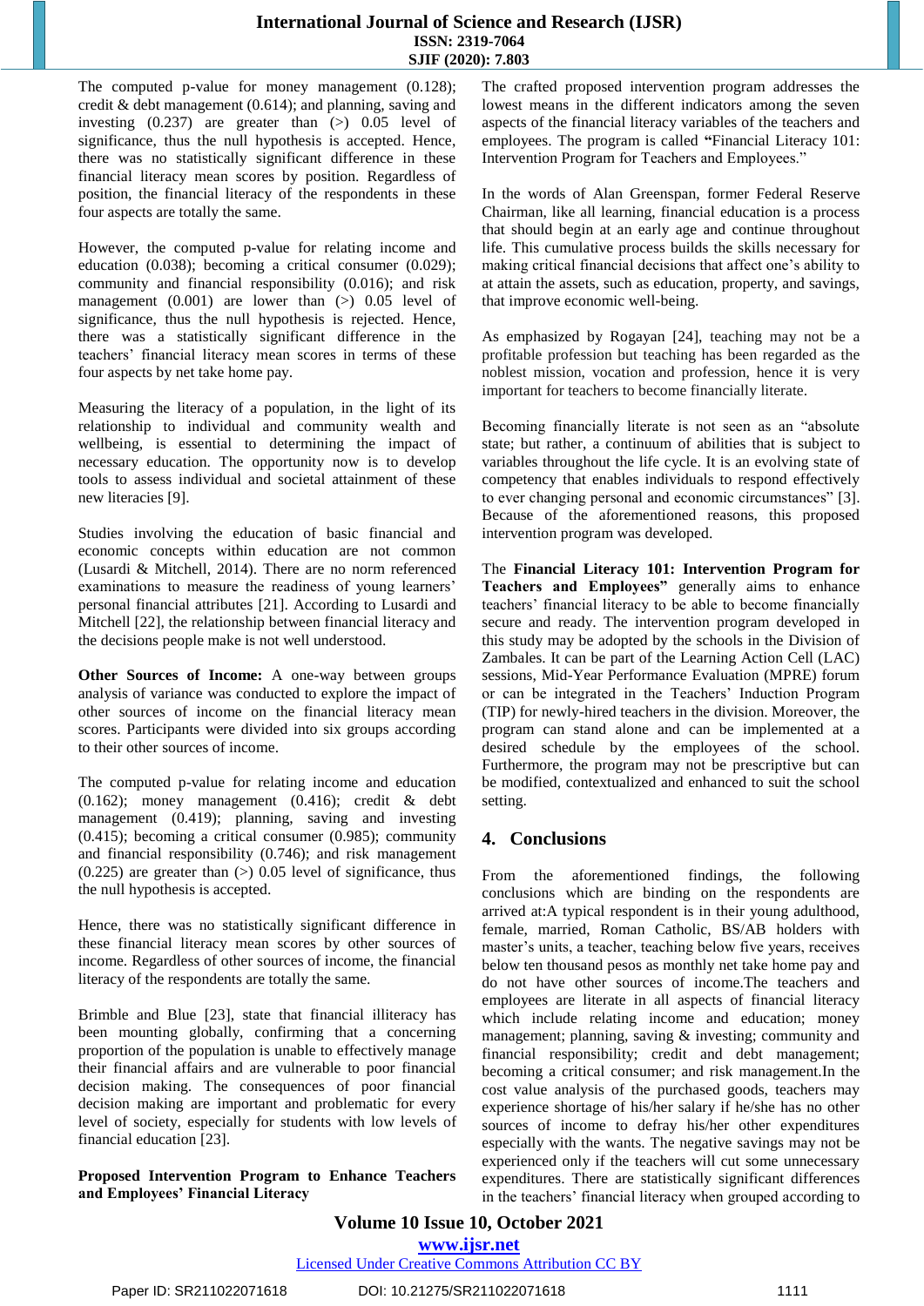The computed p-value for money management (0.128); credit & debt management (0.614); and planning, saving and investing (0.237) are greater than (>) 0.05 level of significance, thus the null hypothesis is accepted. Hence, there was no statistically significant difference in these financial literacy mean scores by position. Regardless of position, the financial literacy of the respondents in these four aspects are totally the same.

However, the computed p-value for relating income and education (0.038); becoming a critical consumer (0.029); community and financial responsibility (0.016); and risk management (0.001) are lower than (>) 0.05 level of significance, thus the null hypothesis is rejected. Hence, there was a statistically significant difference in the teachers' financial literacy mean scores in terms of these four aspects by net take home pay.

Measuring the literacy of a population, in the light of its relationship to individual and community wealth and wellbeing, is essential to determining the impact of necessary education. The opportunity now is to develop tools to assess individual and societal attainment of these new literacies [9].

Studies involving the education of basic financial and economic concepts within education are not common (Lusardi & Mitchell, 2014). There are no norm referenced examinations to measure the readiness of young learners' personal financial attributes [21]. According to Lusardi and Mitchell [22], the relationship between financial literacy and the decisions people make is not well understood.

**Other Sources of Income:** A one-way between groups analysis of variance was conducted to explore the impact of other sources of income on the financial literacy mean scores. Participants were divided into six groups according to their other sources of income.

The computed p-value for relating income and education (0.162); money management (0.416); credit & debt management (0.419); planning, saving and investing (0.415); becoming a critical consumer (0.985); community and financial responsibility (0.746); and risk management (0.225) are greater than (>) 0.05 level of significance, thus the null hypothesis is accepted.

Hence, there was no statistically significant difference in these financial literacy mean scores by other sources of income. Regardless of other sources of income, the financial literacy of the respondents are totally the same.

Brimble and Blue [23], state that financial illiteracy has been mounting globally, confirming that a concerning proportion of the population is unable to effectively manage their financial affairs and are vulnerable to poor financial decision making. The consequences of poor financial decision making are important and problematic for every level of society, especially for students with low levels of financial education [23].

**Proposed Intervention Program to Enhance Teachers and Employees' Financial Literacy**

The crafted proposed intervention program addresses the lowest means in the different indicators among the seven aspects of the financial literacy variables of the teachers and employees. The program is called **"**Financial Literacy 101: Intervention Program for Teachers and Employees."

In the words of Alan Greenspan, former Federal Reserve Chairman, like all learning, financial education is a process that should begin at an early age and continue throughout life. This cumulative process builds the skills necessary for making critical financial decisions that affect one's ability to at attain the assets, such as education, property, and savings, that improve economic well-being.

As emphasized by Rogayan [24], teaching may not be a profitable profession but teaching has been regarded as the noblest mission, vocation and profession, hence it is very important for teachers to become financially literate.

Becoming financially literate is not seen as an "absolute state; but rather, a continuum of abilities that is subject to variables throughout the life cycle. It is an evolving state of competency that enables individuals to respond effectively to ever changing personal and economic circumstances" [3]. Because of the aforementioned reasons, this proposed intervention program was developed.

The **Financial Literacy 101: Intervention Program for Teachers and Employees"** generally aims to enhance teachers' financial literacy to be able to become financially secure and ready. The intervention program developed in this study may be adopted by the schools in the Division of Zambales. It can be part of the Learning Action Cell (LAC) sessions, Mid-Year Performance Evaluation (MPRE) forum or can be integrated in the Teachers' Induction Program (TIP) for newly-hired teachers in the division. Moreover, the program can stand alone and can be implemented at a desired schedule by the employees of the school. Furthermore, the program may not be prescriptive but can be modified, contextualized and enhanced to suit the school setting.

## 4. Conclusions

From the aforementioned findings, the following conclusions which are binding on the respondents are arrived at:A typical respondent is in their young adulthood, female, married, Roman Catholic, BS/AB holders with master's units, a teacher, teaching below five years, receives below ten thousand pesos as monthly net take home pay and do not have other sources of income.The teachers and employees are literate in all aspects of financial literacy which include relating income and education; money management; planning, saving & investing; community and financial responsibility; credit and debt management; becoming a critical consumer; and risk management.In the cost value analysis of the purchased goods, teachers may experience shortage of his/her salary if he/she has no other sources of income to defray his/her other expenditures especially with the wants. The negative savings may not be experienced only if the teachers will cut some unnecessary expenditures. There are statistically significant differences in the teachers' financial literacy when grouped according to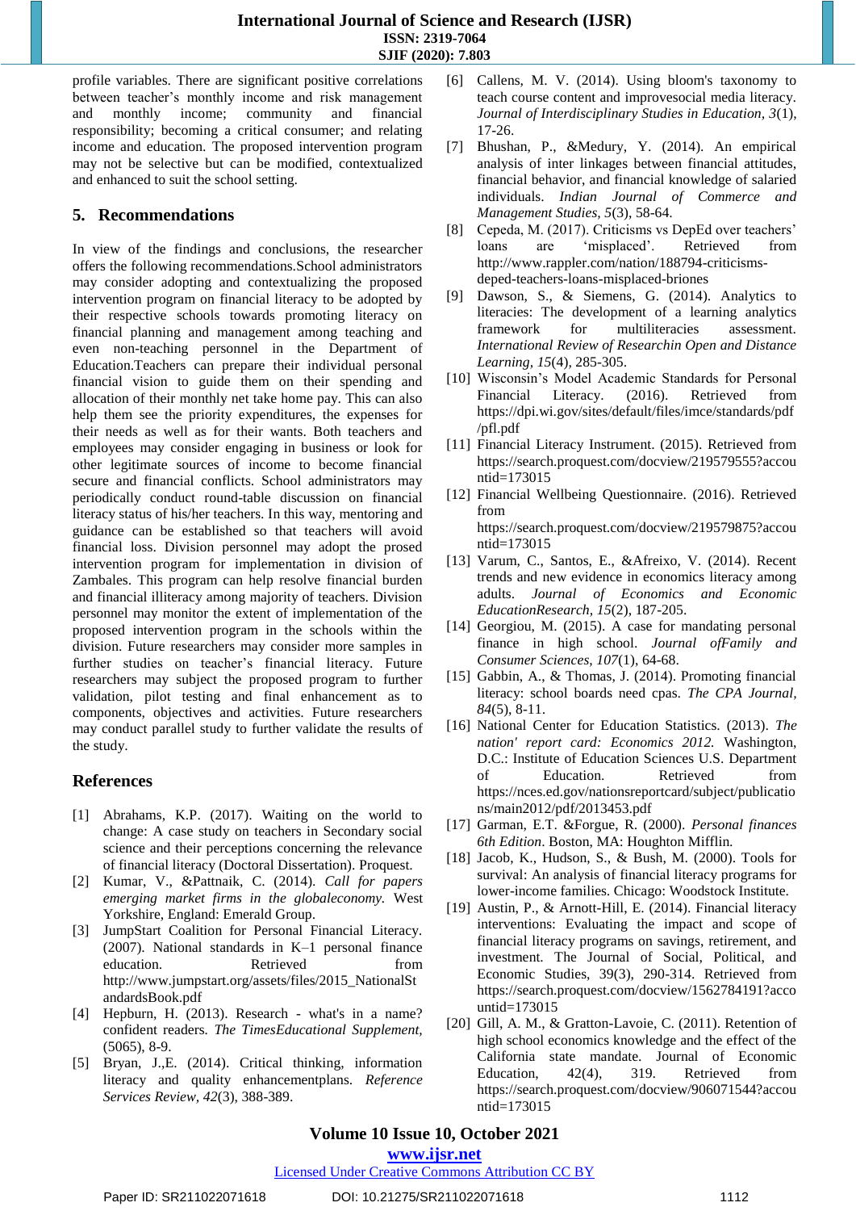profile variables. There are significant positive correlations between teacher's monthly income and risk management and monthly income; community and financial responsibility; becoming a critical consumer; and relating income and education. The proposed intervention program may not be selective but can be modified, contextualized and enhanced to suit the school setting.

## 5. Recommendations

In view of the findings and conclusions, the researcher offers the following recommendations.School administrators may consider adopting and contextualizing the proposed intervention program on financial literacy to be adopted by their respective schools towards promoting literacy on financial planning and management among teaching and even non-teaching personnel in the Department of Education.Teachers can prepare their individual personal financial vision to guide them on their spending and allocation of their monthly net take home pay. This can also help them see the priority expenditures, the expenses for their needs as well as for their wants. Both teachers and employees may consider engaging in business or look for other legitimate sources of income to become financial secure and financial conflicts. School administrators may periodically conduct round-table discussion on financial literacy status of his/her teachers. In this way, mentoring and guidance can be established so that teachers will avoid financial loss. Division personnel may adopt the prosed intervention program for implementation in division of Zambales. This program can help resolve financial burden and financial illiteracy among majority of teachers. Division personnel may monitor the extent of implementation of the proposed intervention program in the schools within the division. Future researchers may consider more samples in further studies on teacher's financial literacy. Future researchers may subject the proposed program to further validation, pilot testing and final enhancement as to components, objectives and activities. Future researchers may conduct parallel study to further validate the results of the study.

## References

[1] Abrahams, K.P. (2017). Waiting on the world to change: A case study on teachers in Secondary social science and their perceptions concerning the relevance of financial literacy (Doctoral Dissertation). Proquest.

[2] Kumar, V., &Pattnaik, C. (2014). *Call for papers emerging market firms in the globaleconomy.* West Yorkshire, England: Emerald Group.

[3] JumpStart Coalition for Personal Financial Literacy. (2007). National standards in K–1 personal finance education. Retrieved from http://www.jumpstart.org/assets/files/2015_NationalStandardsBook.pdf

[4] Hepburn, H. (2013). Research - what's in a name? confident readers. *The TimesEducational Supplement,* (5065), 8-9.

[5] Bryan, J.,E. (2014). Critical thinking, information literacy and quality enhancementplans. *Reference Services Review, 42*(3), 388-389.

[6] Callens, M. V. (2014). Using bloom's taxonomy to teach course content and improvesocial media literacy. *Journal of Interdisciplinary Studies in Education, 3*(1), 17-26.

[7] Bhushan, P., &Medury, Y. (2014). An empirical analysis of inter linkages between financial attitudes, financial behavior, and financial knowledge of salaried individuals. *Indian Journal of Commerce and Management Studies, 5*(3), 58-64.

[8] Cepeda, M. (2017). Criticisms vs DepEd over teachers' loans are 'misplaced'. Retrieved from http://www.rappler.com/nation/188794-criticisms-deped-teachers-loans-misplaced-briones

[9] Dawson, S., & Siemens, G. (2014). Analytics to literacies: The development of a learning analytics framework for multiliteracies assessment. *International Review of Researchin Open and Distance Learning, 15*(4), 285-305.

[10] Wisconsin's Model Academic Standards for Personal Financial Literacy. (2016). Retrieved from https://dpi.wi.gov/sites/default/files/imce/standards/pdf/pfl.pdf

[11] Financial Literacy Instrument. (2015). Retrieved from https://search.proquest.com/docview/219579555?accountid=173015

[12] Financial Wellbeing Questionnaire. (2016). Retrieved from https://search.proquest.com/docview/219579875?accountid=173015

[13] Varum, C., Santos, E., &Afreixo, V. (2014). Recent trends and new evidence in economics literacy among adults. *Journal of Economics and Economic EducationResearch, 15*(2), 187-205.

[14] Georgiou, M. (2015). A case for mandating personal finance in high school. *Journal ofFamily and Consumer Sciences, 107*(1), 64-68.

[15] Gabbin, A., & Thomas, J. (2014). Promoting financial literacy: school boards need cpas. *The CPA Journal, 84*(5), 8-11.

[16] National Center for Education Statistics. (2013). *The nation' report card: Economics 2012.* Washington, D.C.: Institute of Education Sciences U.S. Department of Education. Retrieved from https://nces.ed.gov/nationsreportcard/subject/publications/main2012/pdf/2013453.pdf

[17] Garman, E.T. &Forgue, R. (2000). *Personal finances 6th Edition*. Boston, MA: Houghton Mifflin.

[18] Jacob, K., Hudson, S., & Bush, M. (2000). Tools for survival: An analysis of financial literacy programs for lower-income families. Chicago: Woodstock Institute.

[19] Austin, P., & Arnott-Hill, E. (2014). Financial literacy interventions: Evaluating the impact and scope of financial literacy programs on savings, retirement, and investment. The Journal of Social, Political, and Economic Studies, 39(3), 290-314. Retrieved from https://search.proquest.com/docview/1562784191?accountid=173015

[20] Gill, A. M., & Gratton-Lavoie, C. (2011). Retention of high school economics knowledge and the effect of the California state mandate. Journal of Economic Education, 42(4), 319. Retrieved from https://search.proquest.com/docview/906071544?accountid=173015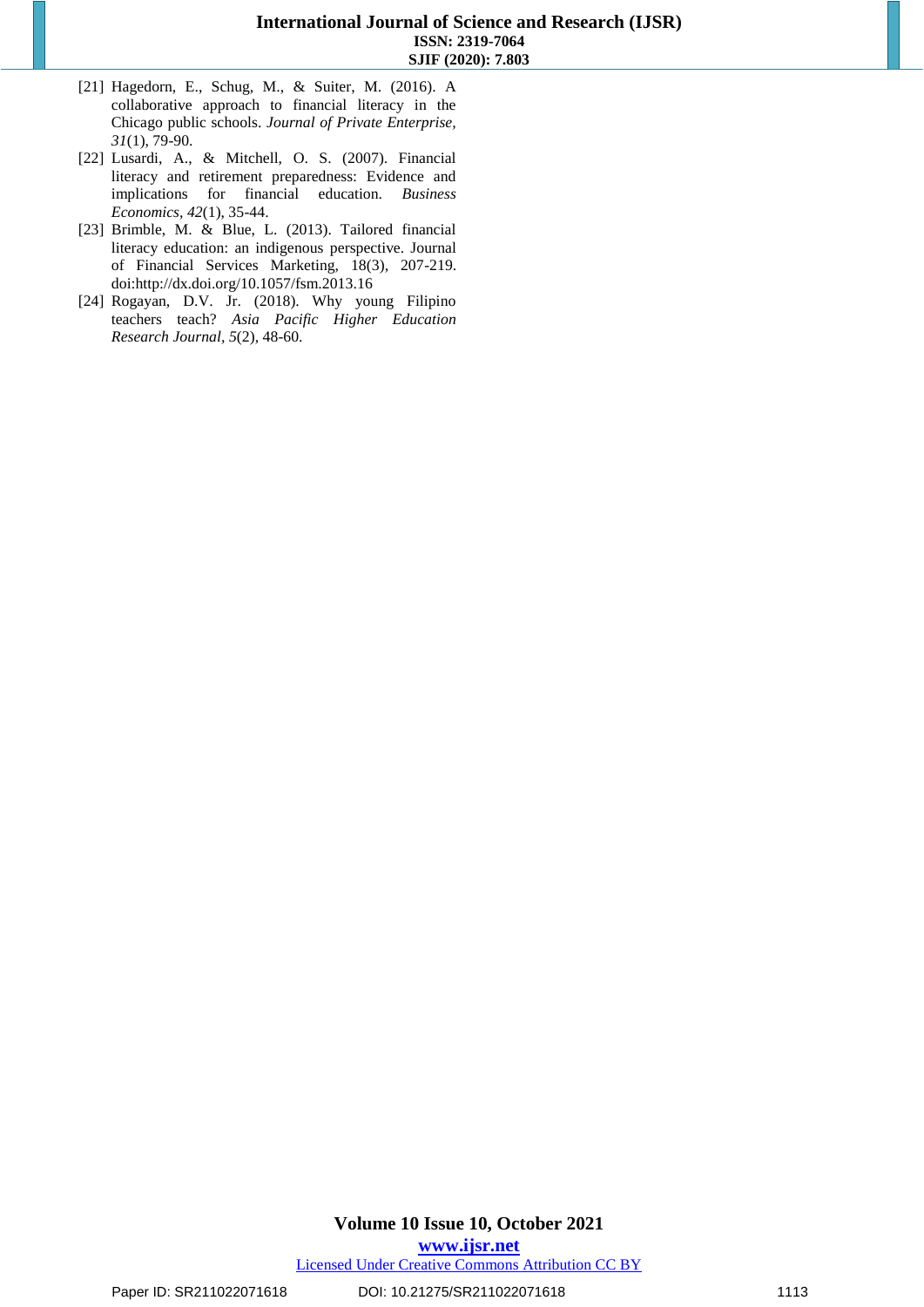[21] Hagedorn, E., Schug, M., & Suiter, M. (2016). A collaborative approach to financial literacy in the Chicago public schools. *Journal of Private Enterprise, 31*(1), 79-90.

[22] Lusardi, A., & Mitchell, O. S. (2007). Financial literacy and retirement preparedness: Evidence and implications for financial education. *Business Economics*, *42*(1), 35-44.

[23] Brimble, M. & Blue, L. (2013). Tailored financial literacy education: an indigenous perspective. Journal of Financial Services Marketing, 18(3), 207-219. doi:http://dx.doi.org/10.1057/fsm.2013.16

[24] Rogayan, D.V. Jr. (2018). Why young Filipino teachers teach? *Asia Pacific Higher Education Research Journal*, *5*(2), 48-60.